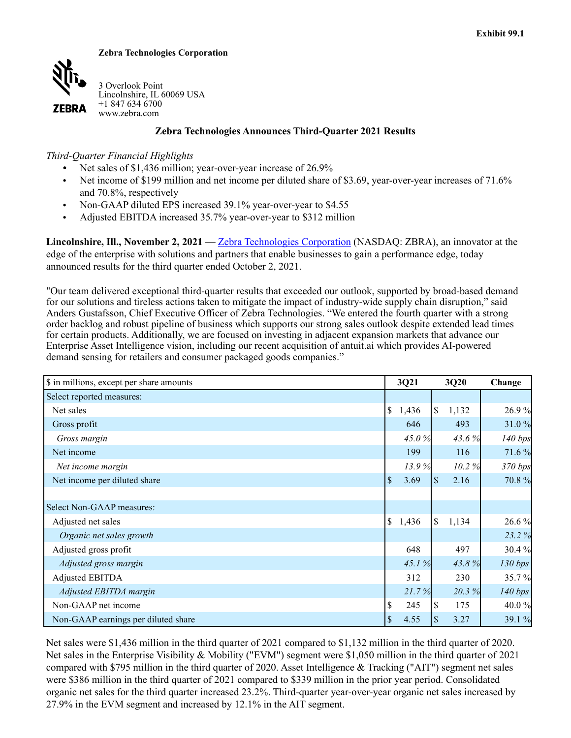**Exhibit 99.1**

**Zebra Technologies Corporation**

ZEBRA

3 Overlook Point
Lincolnshire, IL 60069 USA
+1 847 634 6700
www.zebra.com

## Zebra Technologies Announces Third-Quarter 2021 Results

*Third-Quarter Financial Highlights*

- Net sales of $1,436 million; year-over-year increase of 26.9%
- Net income of $199 million and net income per diluted share of $3.69, year-over-year increases of 71.6% and 70.8%, respectively
- Non-GAAP diluted EPS increased 39.1% year-over-year to $4.55
- Adjusted EBITDA increased 35.7% year-over-year to $312 million

**Lincolnshire, Ill., November 2, 2021 —** Zebra Technologies Corporation (NASDAQ: ZBRA), an innovator at the edge of the enterprise with solutions and partners that enable businesses to gain a performance edge, today announced results for the third quarter ended October 2, 2021.

"Our team delivered exceptional third-quarter results that exceeded our outlook, supported by broad-based demand for our solutions and tireless actions taken to mitigate the impact of industry-wide supply chain disruption," said Anders Gustafsson, Chief Executive Officer of Zebra Technologies. "We entered the fourth quarter with a strong order backlog and robust pipeline of business which supports our strong sales outlook despite extended lead times for certain products. Additionally, we are focused on investing in adjacent expansion markets that advance our Enterprise Asset Intelligence vision, including our recent acquisition of antuit.ai which provides AI-powered demand sensing for retailers and consumer packaged goods companies."

| $ in millions, except per share amounts | 3Q21 | 3Q20 | Change |
|---|---|---|---|
| Select reported measures: | | | |
| Net sales | $ 1,436 | $ 1,132 | 26.9 % |
| Gross profit | 646 | 493 | 31.0 % |
| *Gross margin* | *45.0 %* | *43.6 %* | *140 bps* |
| Net income | 199 | 116 | 71.6 % |
| *Net income margin* | *13.9 %* | *10.2 %* | *370 bps* |
| Net income per diluted share | $ 3.69 | $ 2.16 | 70.8 % |
| | | | |
| Select Non-GAAP measures: | | | |
| Adjusted net sales | $ 1,436 | $ 1,134 | 26.6 % |
| *Organic net sales growth* | | | *23.2 %* |
| Adjusted gross profit | 648 | 497 | 30.4 % |
| *Adjusted gross margin* | *45.1 %* | *43.8 %* | *130 bps* |
| Adjusted EBITDA | 312 | 230 | 35.7 % |
| *Adjusted EBITDA margin* | *21.7 %* | *20.3 %* | *140 bps* |
| Non-GAAP net income | $ 245 | $ 175 | 40.0 % |
| Non-GAAP earnings per diluted share | $ 4.55 | $ 3.27 | 39.1 % |

Net sales were $1,436 million in the third quarter of 2021 compared to $1,132 million in the third quarter of 2020. Net sales in the Enterprise Visibility & Mobility ("EVM") segment were $1,050 million in the third quarter of 2021 compared with $795 million in the third quarter of 2020. Asset Intelligence & Tracking ("AIT") segment net sales were $386 million in the third quarter of 2021 compared to $339 million in the prior year period. Consolidated organic net sales for the third quarter increased 23.2%. Third-quarter year-over-year organic net sales increased by 27.9% in the EVM segment and increased by 12.1% in the AIT segment.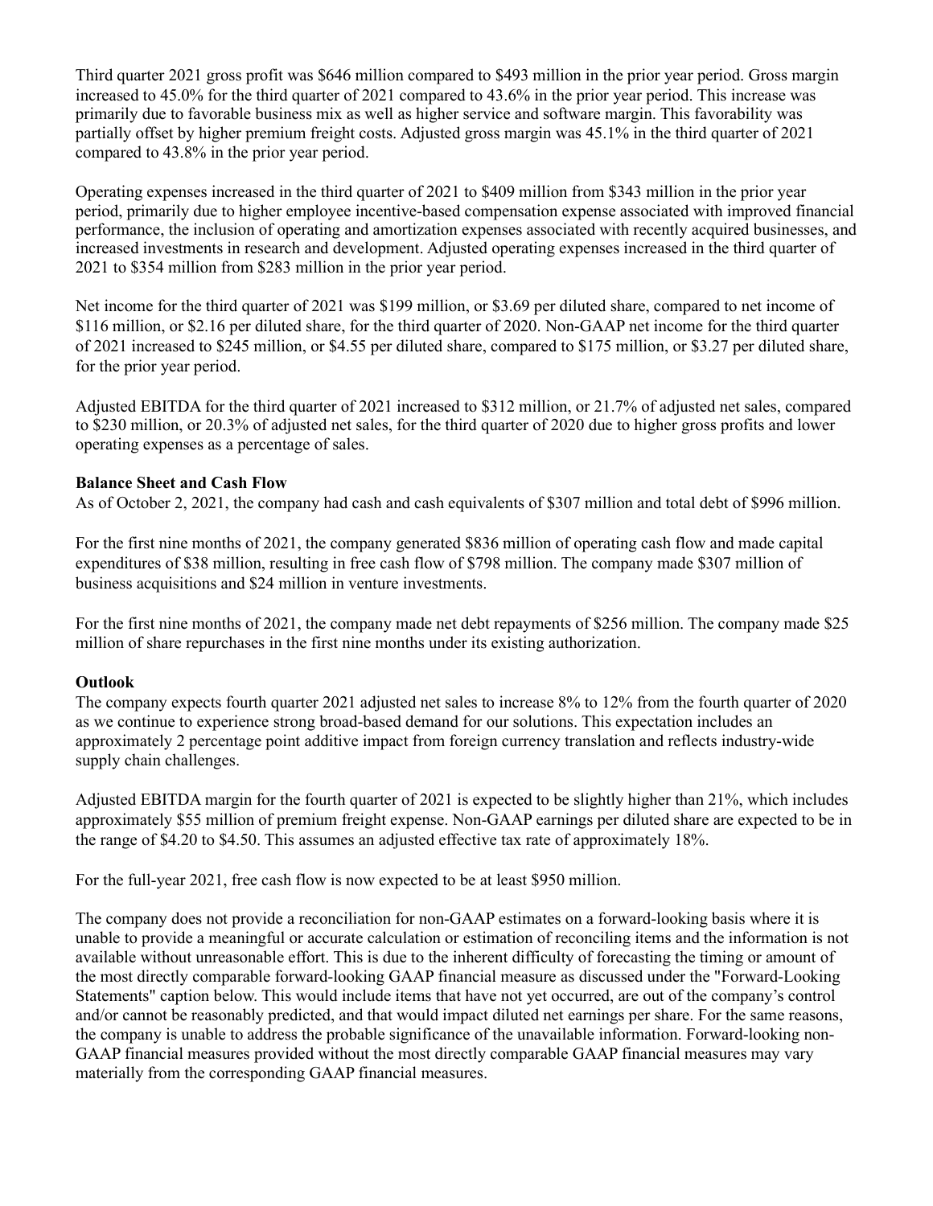Third quarter 2021 gross profit was $646 million compared to $493 million in the prior year period. Gross margin increased to 45.0% for the third quarter of 2021 compared to 43.6% in the prior year period. This increase was primarily due to favorable business mix as well as higher service and software margin. This favorability was partially offset by higher premium freight costs. Adjusted gross margin was 45.1% in the third quarter of 2021 compared to 43.8% in the prior year period.

Operating expenses increased in the third quarter of 2021 to $409 million from $343 million in the prior year period, primarily due to higher employee incentive-based compensation expense associated with improved financial performance, the inclusion of operating and amortization expenses associated with recently acquired businesses, and increased investments in research and development. Adjusted operating expenses increased in the third quarter of 2021 to $354 million from $283 million in the prior year period.

Net income for the third quarter of 2021 was $199 million, or $3.69 per diluted share, compared to net income of $116 million, or $2.16 per diluted share, for the third quarter of 2020. Non-GAAP net income for the third quarter of 2021 increased to $245 million, or $4.55 per diluted share, compared to $175 million, or $3.27 per diluted share, for the prior year period.

Adjusted EBITDA for the third quarter of 2021 increased to $312 million, or 21.7% of adjusted net sales, compared to $230 million, or 20.3% of adjusted net sales, for the third quarter of 2020 due to higher gross profits and lower operating expenses as a percentage of sales.

**Balance Sheet and Cash Flow**

As of October 2, 2021, the company had cash and cash equivalents of $307 million and total debt of $996 million.

For the first nine months of 2021, the company generated $836 million of operating cash flow and made capital expenditures of $38 million, resulting in free cash flow of $798 million. The company made $307 million of business acquisitions and $24 million in venture investments.

For the first nine months of 2021, the company made net debt repayments of $256 million. The company made $25 million of share repurchases in the first nine months under its existing authorization.

**Outlook**

The company expects fourth quarter 2021 adjusted net sales to increase 8% to 12% from the fourth quarter of 2020 as we continue to experience strong broad-based demand for our solutions. This expectation includes an approximately 2 percentage point additive impact from foreign currency translation and reflects industry-wide supply chain challenges.

Adjusted EBITDA margin for the fourth quarter of 2021 is expected to be slightly higher than 21%, which includes approximately $55 million of premium freight expense. Non-GAAP earnings per diluted share are expected to be in the range of $4.20 to $4.50. This assumes an adjusted effective tax rate of approximately 18%.

For the full-year 2021, free cash flow is now expected to be at least $950 million.

The company does not provide a reconciliation for non-GAAP estimates on a forward-looking basis where it is unable to provide a meaningful or accurate calculation or estimation of reconciling items and the information is not available without unreasonable effort. This is due to the inherent difficulty of forecasting the timing or amount of the most directly comparable forward-looking GAAP financial measure as discussed under the "Forward-Looking Statements" caption below. This would include items that have not yet occurred, are out of the company's control and/or cannot be reasonably predicted, and that would impact diluted net earnings per share. For the same reasons, the company is unable to address the probable significance of the unavailable information. Forward-looking non-GAAP financial measures provided without the most directly comparable GAAP financial measures may vary materially from the corresponding GAAP financial measures.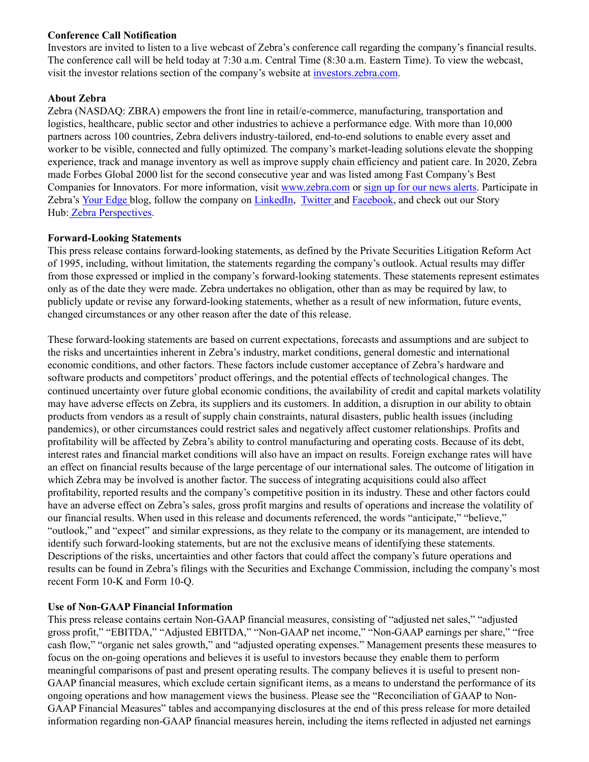**Conference Call Notification**

Investors are invited to listen to a live webcast of Zebra's conference call regarding the company's financial results. The conference call will be held today at 7:30 a.m. Central Time (8:30 a.m. Eastern Time). To view the webcast, visit the investor relations section of the company's website at investors.zebra.com.

**About Zebra**

Zebra (NASDAQ: ZBRA) empowers the front line in retail/e-commerce, manufacturing, transportation and logistics, healthcare, public sector and other industries to achieve a performance edge. With more than 10,000 partners across 100 countries, Zebra delivers industry-tailored, end-to-end solutions to enable every asset and worker to be visible, connected and fully optimized. The company's market-leading solutions elevate the shopping experience, track and manage inventory as well as improve supply chain efficiency and patient care. In 2020, Zebra made Forbes Global 2000 list for the second consecutive year and was listed among Fast Company's Best Companies for Innovators. For more information, visit www.zebra.com or sign up for our news alerts. Participate in Zebra's Your Edge blog, follow the company on LinkedIn, Twitter and Facebook, and check out our Story Hub: Zebra Perspectives.

**Forward-Looking Statements**

This press release contains forward-looking statements, as defined by the Private Securities Litigation Reform Act of 1995, including, without limitation, the statements regarding the company's outlook. Actual results may differ from those expressed or implied in the company's forward-looking statements. These statements represent estimates only as of the date they were made. Zebra undertakes no obligation, other than as may be required by law, to publicly update or revise any forward-looking statements, whether as a result of new information, future events, changed circumstances or any other reason after the date of this release.

These forward-looking statements are based on current expectations, forecasts and assumptions and are subject to the risks and uncertainties inherent in Zebra's industry, market conditions, general domestic and international economic conditions, and other factors. These factors include customer acceptance of Zebra's hardware and software products and competitors' product offerings, and the potential effects of technological changes. The continued uncertainty over future global economic conditions, the availability of credit and capital markets volatility may have adverse effects on Zebra, its suppliers and its customers. In addition, a disruption in our ability to obtain products from vendors as a result of supply chain constraints, natural disasters, public health issues (including pandemics), or other circumstances could restrict sales and negatively affect customer relationships. Profits and profitability will be affected by Zebra's ability to control manufacturing and operating costs. Because of its debt, interest rates and financial market conditions will also have an impact on results. Foreign exchange rates will have an effect on financial results because of the large percentage of our international sales. The outcome of litigation in which Zebra may be involved is another factor. The success of integrating acquisitions could also affect profitability, reported results and the company's competitive position in its industry. These and other factors could have an adverse effect on Zebra's sales, gross profit margins and results of operations and increase the volatility of our financial results. When used in this release and documents referenced, the words "anticipate," "believe," "outlook," and "expect" and similar expressions, as they relate to the company or its management, are intended to identify such forward-looking statements, but are not the exclusive means of identifying these statements. Descriptions of the risks, uncertainties and other factors that could affect the company's future operations and results can be found in Zebra's filings with the Securities and Exchange Commission, including the company's most recent Form 10-K and Form 10-Q.

**Use of Non-GAAP Financial Information**

This press release contains certain Non-GAAP financial measures, consisting of "adjusted net sales," "adjusted gross profit," "EBITDA," "Adjusted EBITDA," "Non-GAAP net income," "Non-GAAP earnings per share," "free cash flow," "organic net sales growth," and "adjusted operating expenses." Management presents these measures to focus on the on-going operations and believes it is useful to investors because they enable them to perform meaningful comparisons of past and present operating results. The company believes it is useful to present non-GAAP financial measures, which exclude certain significant items, as a means to understand the performance of its ongoing operations and how management views the business. Please see the "Reconciliation of GAAP to Non-GAAP Financial Measures" tables and accompanying disclosures at the end of this press release for more detailed information regarding non-GAAP financial measures herein, including the items reflected in adjusted net earnings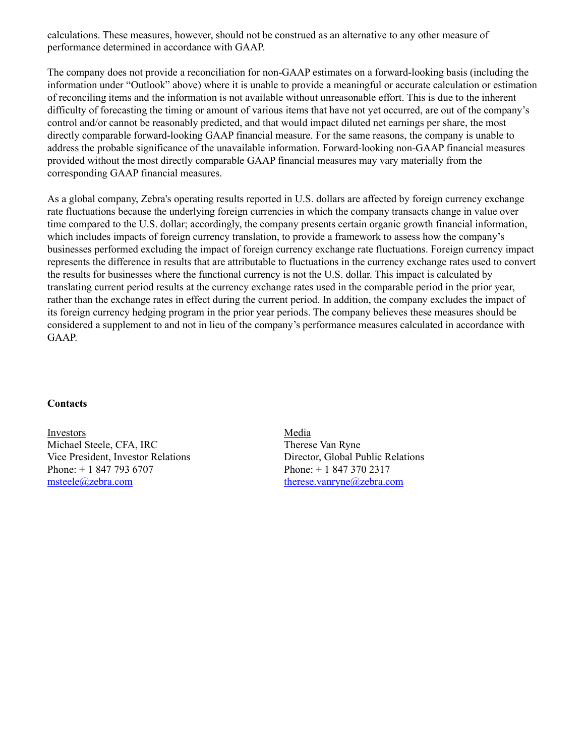calculations. These measures, however, should not be construed as an alternative to any other measure of performance determined in accordance with GAAP.

The company does not provide a reconciliation for non-GAAP estimates on a forward-looking basis (including the information under "Outlook" above) where it is unable to provide a meaningful or accurate calculation or estimation of reconciling items and the information is not available without unreasonable effort. This is due to the inherent difficulty of forecasting the timing or amount of various items that have not yet occurred, are out of the company's control and/or cannot be reasonably predicted, and that would impact diluted net earnings per share, the most directly comparable forward-looking GAAP financial measure. For the same reasons, the company is unable to address the probable significance of the unavailable information. Forward-looking non-GAAP financial measures provided without the most directly comparable GAAP financial measures may vary materially from the corresponding GAAP financial measures.

As a global company, Zebra's operating results reported in U.S. dollars are affected by foreign currency exchange rate fluctuations because the underlying foreign currencies in which the company transacts change in value over time compared to the U.S. dollar; accordingly, the company presents certain organic growth financial information, which includes impacts of foreign currency translation, to provide a framework to assess how the company's businesses performed excluding the impact of foreign currency exchange rate fluctuations. Foreign currency impact represents the difference in results that are attributable to fluctuations in the currency exchange rates used to convert the results for businesses where the functional currency is not the U.S. dollar. This impact is calculated by translating current period results at the currency exchange rates used in the comparable period in the prior year, rather than the exchange rates in effect during the current period. In addition, the company excludes the impact of its foreign currency hedging program in the prior year periods. The company believes these measures should be considered a supplement to and not in lieu of the company's performance measures calculated in accordance with GAAP.

**Contacts**

Investors
Michael Steele, CFA, IRC
Vice President, Investor Relations
Phone: + 1 847 793 6707
msteele@zebra.com

Media
Therese Van Ryne
Director, Global Public Relations
Phone: + 1 847 370 2317
therese.vanryne@zebra.com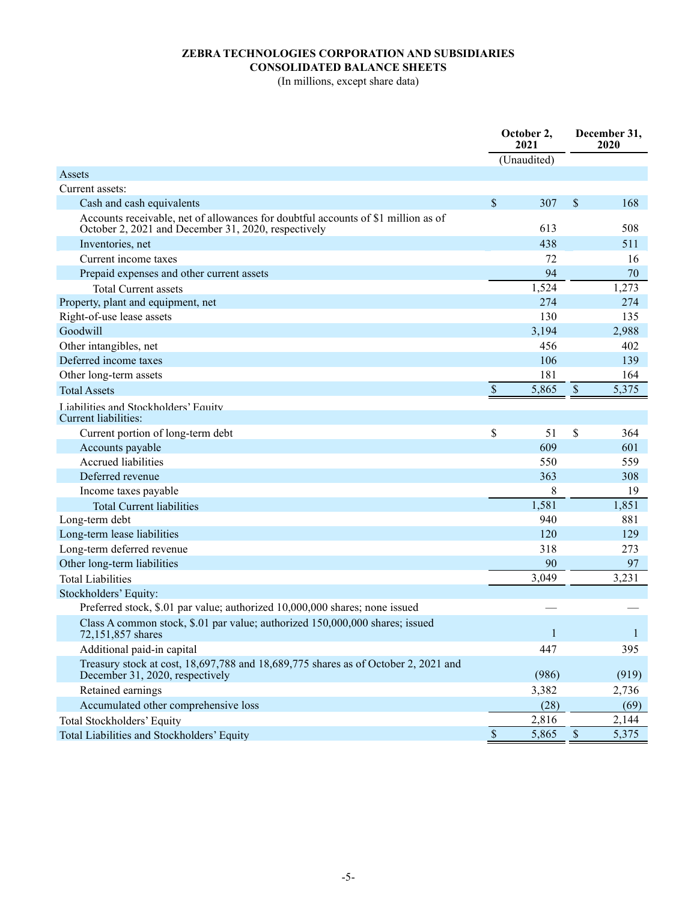# ZEBRA TECHNOLOGIES CORPORATION AND SUBSIDIARIES
## CONSOLIDATED BALANCE SHEETS
(In millions, except share data)

| | October 2, 2021 | December 31, 2020 |
|---|---|---|
| | (Unaudited) | |
| **Assets** | | |
| Current assets: | | |
| Cash and cash equivalents | $ 307 | $ 168 |
| Accounts receivable, net of allowances for doubtful accounts of $1 million as of October 2, 2021 and December 31, 2020, respectively | 613 | 508 |
| Inventories, net | 438 | 511 |
| Current income taxes | 72 | 16 |
| Prepaid expenses and other current assets | 94 | 70 |
| Total Current assets | 1,524 | 1,273 |
| Property, plant and equipment, net | 274 | 274 |
| Right-of-use lease assets | 130 | 135 |
| Goodwill | 3,194 | 2,988 |
| Other intangibles, net | 456 | 402 |
| Deferred income taxes | 106 | 139 |
| Other long-term assets | 181 | 164 |
| Total Assets | $ 5,865 | $ 5,375 |
| **Liabilities and Stockholders' Equity** | | |
| Current liabilities: | | |
| Current portion of long-term debt | $ 51 | $ 364 |
| Accounts payable | 609 | 601 |
| Accrued liabilities | 550 | 559 |
| Deferred revenue | 363 | 308 |
| Income taxes payable | 8 | 19 |
| Total Current liabilities | 1,581 | 1,851 |
| Long-term debt | 940 | 881 |
| Long-term lease liabilities | 120 | 129 |
| Long-term deferred revenue | 318 | 273 |
| Other long-term liabilities | 90 | 97 |
| Total Liabilities | 3,049 | 3,231 |
| Stockholders' Equity: | | |
| Preferred stock, $.01 par value; authorized 10,000,000 shares; none issued | — | — |
| Class A common stock, $.01 par value; authorized 150,000,000 shares; issued 72,151,857 shares | 1 | 1 |
| Additional paid-in capital | 447 | 395 |
| Treasury stock at cost, 18,697,788 and 18,689,775 shares as of October 2, 2021 and December 31, 2020, respectively | (986) | (919) |
| Retained earnings | 3,382 | 2,736 |
| Accumulated other comprehensive loss | (28) | (69) |
| Total Stockholders' Equity | 2,816 | 2,144 |
| Total Liabilities and Stockholders' Equity | $ 5,865 | $ 5,375 |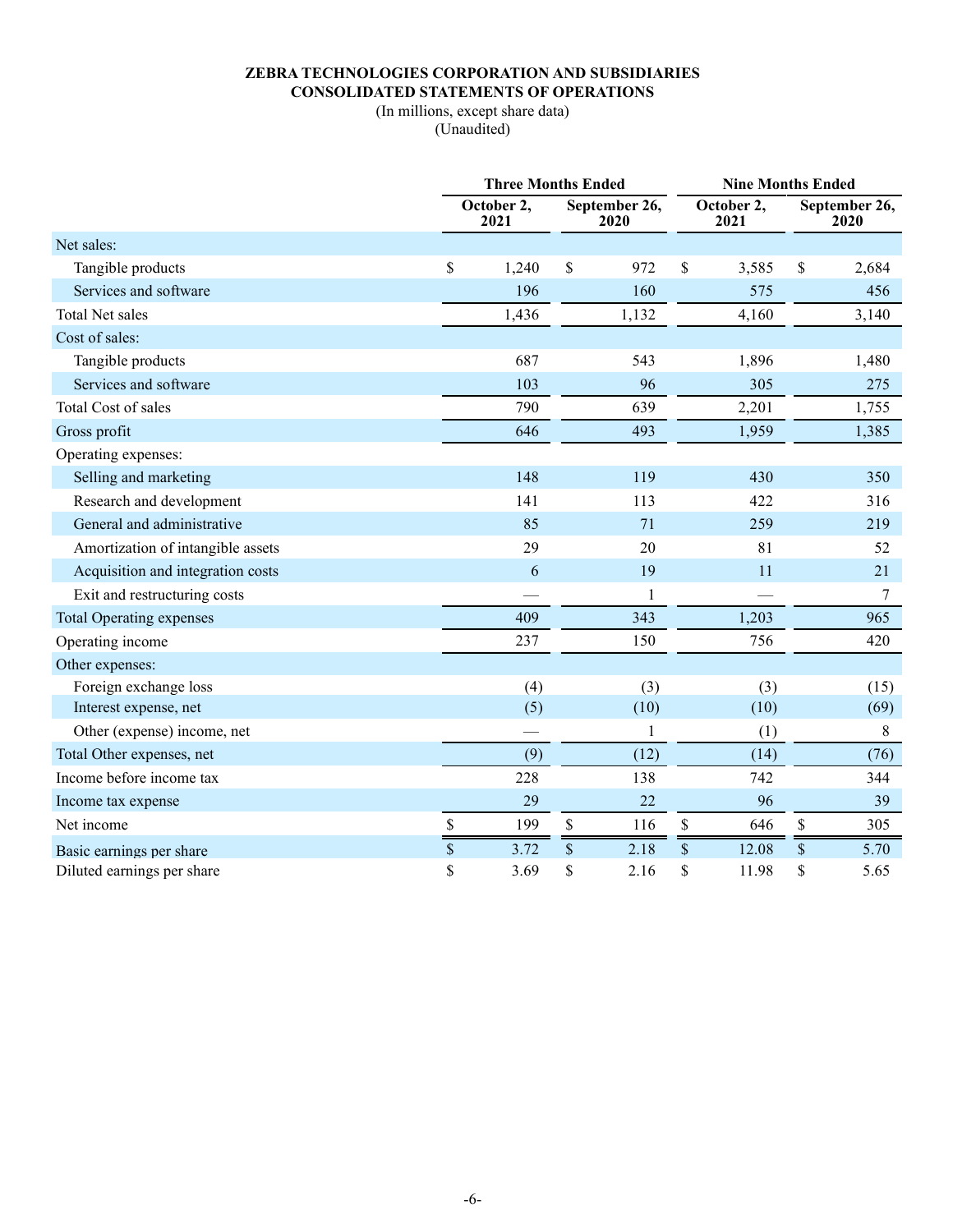**ZEBRA TECHNOLOGIES CORPORATION AND SUBSIDIARIES**
**CONSOLIDATED STATEMENTS OF OPERATIONS**
(In millions, except share data)
(Unaudited)

| | Three Months Ended | | Nine Months Ended | |
|---|---|---|---|---|
| | October 2, 2021 | September 26, 2020 | October 2, 2021 | September 26, 2020 |
| Net sales: | | | | |
| Tangible products | $ 1,240 | $ 972 | $ 3,585 | $ 2,684 |
| Services and software | 196 | 160 | 575 | 456 |
| Total Net sales | 1,436 | 1,132 | 4,160 | 3,140 |
| Cost of sales: | | | | |
| Tangible products | 687 | 543 | 1,896 | 1,480 |
| Services and software | 103 | 96 | 305 | 275 |
| Total Cost of sales | 790 | 639 | 2,201 | 1,755 |
| Gross profit | 646 | 493 | 1,959 | 1,385 |
| Operating expenses: | | | | |
| Selling and marketing | 148 | 119 | 430 | 350 |
| Research and development | 141 | 113 | 422 | 316 |
| General and administrative | 85 | 71 | 259 | 219 |
| Amortization of intangible assets | 29 | 20 | 81 | 52 |
| Acquisition and integration costs | 6 | 19 | 11 | 21 |
| Exit and restructuring costs | — | 1 | — | 7 |
| Total Operating expenses | 409 | 343 | 1,203 | 965 |
| Operating income | 237 | 150 | 756 | 420 |
| Other expenses: | | | | |
| Foreign exchange loss | (4) | (3) | (3) | (15) |
| Interest expense, net | (5) | (10) | (10) | (69) |
| Other (expense) income, net | — | 1 | (1) | 8 |
| Total Other expenses, net | (9) | (12) | (14) | (76) |
| Income before income tax | 228 | 138 | 742 | 344 |
| Income tax expense | 29 | 22 | 96 | 39 |
| Net income | $ 199 | $ 116 | $ 646 | $ 305 |
| Basic earnings per share | $ 3.72 | $ 2.18 | $ 12.08 | $ 5.70 |
| Diluted earnings per share | $ 3.69 | $ 2.16 | $ 11.98 | $ 5.65 |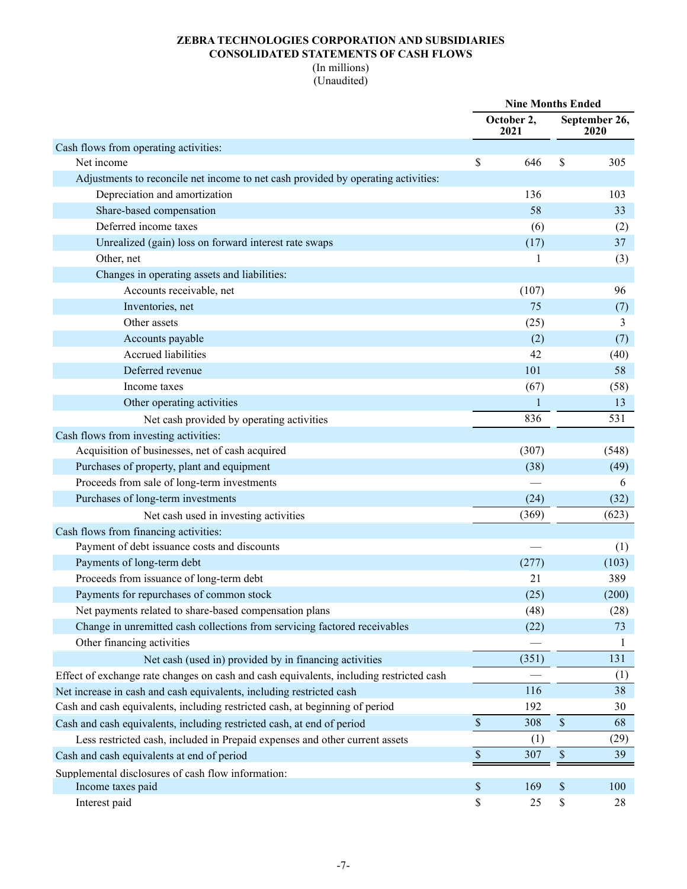**ZEBRA TECHNOLOGIES CORPORATION AND SUBSIDIARIES**
**CONSOLIDATED STATEMENTS OF CASH FLOWS**
(In millions)
(Unaudited)

| | Nine Months Ended | |
|---|---|---|
| | October 2, 2021 | September 26, 2020 |
| Cash flows from operating activities: | | |
| Net income | $ 646 | $ 305 |
| Adjustments to reconcile net income to net cash provided by operating activities: | | |
| Depreciation and amortization | 136 | 103 |
| Share-based compensation | 58 | 33 |
| Deferred income taxes | (6) | (2) |
| Unrealized (gain) loss on forward interest rate swaps | (17) | 37 |
| Other, net | 1 | (3) |
| Changes in operating assets and liabilities: | | |
| Accounts receivable, net | (107) | 96 |
| Inventories, net | 75 | (7) |
| Other assets | (25) | 3 |
| Accounts payable | (2) | (7) |
| Accrued liabilities | 42 | (40) |
| Deferred revenue | 101 | 58 |
| Income taxes | (67) | (58) |
| Other operating activities | 1 | 13 |
| Net cash provided by operating activities | 836 | 531 |
| Cash flows from investing activities: | | |
| Acquisition of businesses, net of cash acquired | (307) | (548) |
| Purchases of property, plant and equipment | (38) | (49) |
| Proceeds from sale of long-term investments | — | 6 |
| Purchases of long-term investments | (24) | (32) |
| Net cash used in investing activities | (369) | (623) |
| Cash flows from financing activities: | | |
| Payment of debt issuance costs and discounts | — | (1) |
| Payments of long-term debt | (277) | (103) |
| Proceeds from issuance of long-term debt | 21 | 389 |
| Payments for repurchases of common stock | (25) | (200) |
| Net payments related to share-based compensation plans | (48) | (28) |
| Change in unremitted cash collections from servicing factored receivables | (22) | 73 |
| Other financing activities | — | 1 |
| Net cash (used in) provided by in financing activities | (351) | 131 |
| Effect of exchange rate changes on cash and cash equivalents, including restricted cash | — | (1) |
| Net increase in cash and cash equivalents, including restricted cash | 116 | 38 |
| Cash and cash equivalents, including restricted cash, at beginning of period | 192 | 30 |
| Cash and cash equivalents, including restricted cash, at end of period | $ 308 | $ 68 |
| Less restricted cash, included in Prepaid expenses and other current assets | (1) | (29) |
| Cash and cash equivalents at end of period | $ 307 | $ 39 |
| Supplemental disclosures of cash flow information: | | |
| Income taxes paid | $ 169 | $ 100 |
| Interest paid | $ 25 | $ 28 |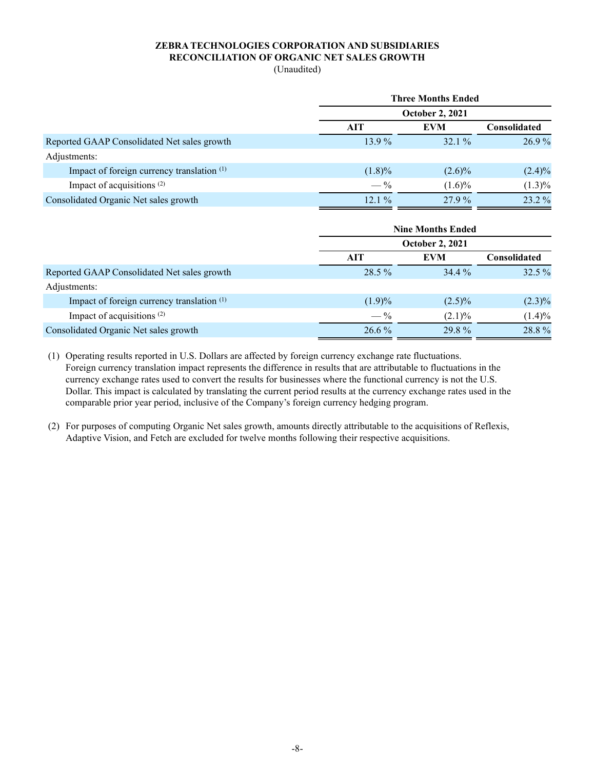**ZEBRA TECHNOLOGIES CORPORATION AND SUBSIDIARIES**
**RECONCILIATION OF ORGANIC NET SALES GROWTH**
(Unaudited)

| | Three Months Ended | | |
|---|---|---|---|
| | October 2, 2021 | | |
| | **AIT** | **EVM** | **Consolidated** |
| Reported GAAP Consolidated Net sales growth | 13.9 % | 32.1 % | 26.9 % |
| Adjustments: | | | |
| Impact of foreign currency translation [(1)] | (1.8)% | (2.6)% | (2.4)% |
| Impact of acquisitions [(2)] | — % | (1.6)% | (1.3)% |
| Consolidated Organic Net sales growth | 12.1 % | 27.9 % | 23.2 % |

| | Nine Months Ended | | |
|---|---|---|---|
| | October 2, 2021 | | |
| | **AIT** | **EVM** | **Consolidated** |
| Reported GAAP Consolidated Net sales growth | 28.5 % | 34.4 % | 32.5 % |
| Adjustments: | | | |
| Impact of foreign currency translation [(1)] | (1.9)% | (2.5)% | (2.3)% |
| Impact of acquisitions [(2)] | — % | (2.1)% | (1.4)% |
| Consolidated Organic Net sales growth | 26.6 % | 29.8 % | 28.8 % |

(1) Operating results reported in U.S. Dollars are affected by foreign currency exchange rate fluctuations. Foreign currency translation impact represents the difference in results that are attributable to fluctuations in the currency exchange rates used to convert the results for businesses where the functional currency is not the U.S. Dollar. This impact is calculated by translating the current period results at the currency exchange rates used in the comparable prior year period, inclusive of the Company's foreign currency hedging program.

(2) For purposes of computing Organic Net sales growth, amounts directly attributable to the acquisitions of Reflexis, Adaptive Vision, and Fetch are excluded for twelve months following their respective acquisitions.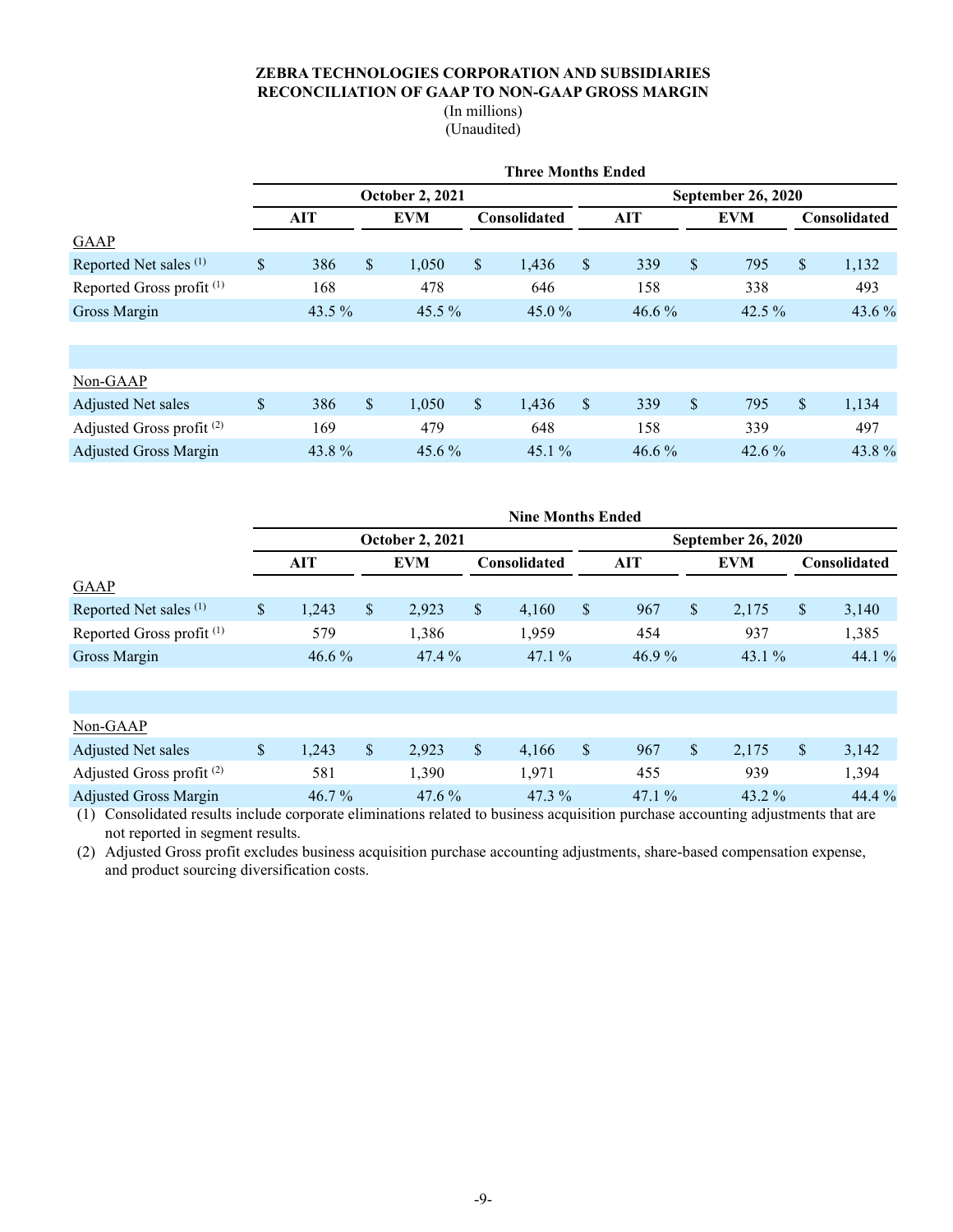**ZEBRA TECHNOLOGIES CORPORATION AND SUBSIDIARIES**
**RECONCILIATION OF GAAP TO NON-GAAP GROSS MARGIN**
(In millions)
(Unaudited)

| | Three Months Ended | | | | | |
|---|---|---|---|---|---|---|
| | October 2, 2021 | | | September 26, 2020 | | |
| | AIT | EVM | Consolidated | AIT | EVM | Consolidated |
| GAAP | | | | | | |
| Reported Net sales [(1)] | $ 386 | $ 1,050 | $ 1,436 | $ 339 | $ 795 | $ 1,132 |
| Reported Gross profit [(1)] | 168 | 478 | 646 | 158 | 338 | 493 |
| Gross Margin | 43.5 % | 45.5 % | 45.0 % | 46.6 % | 42.5 % | 43.6 % |
| | | | | | | |
| Non-GAAP | | | | | | |
| Adjusted Net sales | $ 386 | $ 1,050 | $ 1,436 | $ 339 | $ 795 | $ 1,134 |
| Adjusted Gross profit [(2)] | 169 | 479 | 648 | 158 | 339 | 497 |
| Adjusted Gross Margin | 43.8 % | 45.6 % | 45.1 % | 46.6 % | 42.6 % | 43.8 % |

| | Nine Months Ended | | | | | |
|---|---|---|---|---|---|---|
| | October 2, 2021 | | | September 26, 2020 | | |
| | AIT | EVM | Consolidated | AIT | EVM | Consolidated |
| GAAP | | | | | | |
| Reported Net sales [(1)] | $ 1,243 | $ 2,923 | $ 4,160 | $ 967 | $ 2,175 | $ 3,140 |
| Reported Gross profit [(1)] | 579 | 1,386 | 1,959 | 454 | 937 | 1,385 |
| Gross Margin | 46.6 % | 47.4 % | 47.1 % | 46.9 % | 43.1 % | 44.1 % |
| | | | | | | |
| Non-GAAP | | | | | | |
| Adjusted Net sales | $ 1,243 | $ 2,923 | $ 4,166 | $ 967 | $ 2,175 | $ 3,142 |
| Adjusted Gross profit [(2)] | 581 | 1,390 | 1,971 | 455 | 939 | 1,394 |
| Adjusted Gross Margin | 46.7 % | 47.6 % | 47.3 % | 47.1 % | 43.2 % | 44.4 % |

(1) Consolidated results include corporate eliminations related to business acquisition purchase accounting adjustments that are not reported in segment results.

(2) Adjusted Gross profit excludes business acquisition purchase accounting adjustments, share-based compensation expense, and product sourcing diversification costs.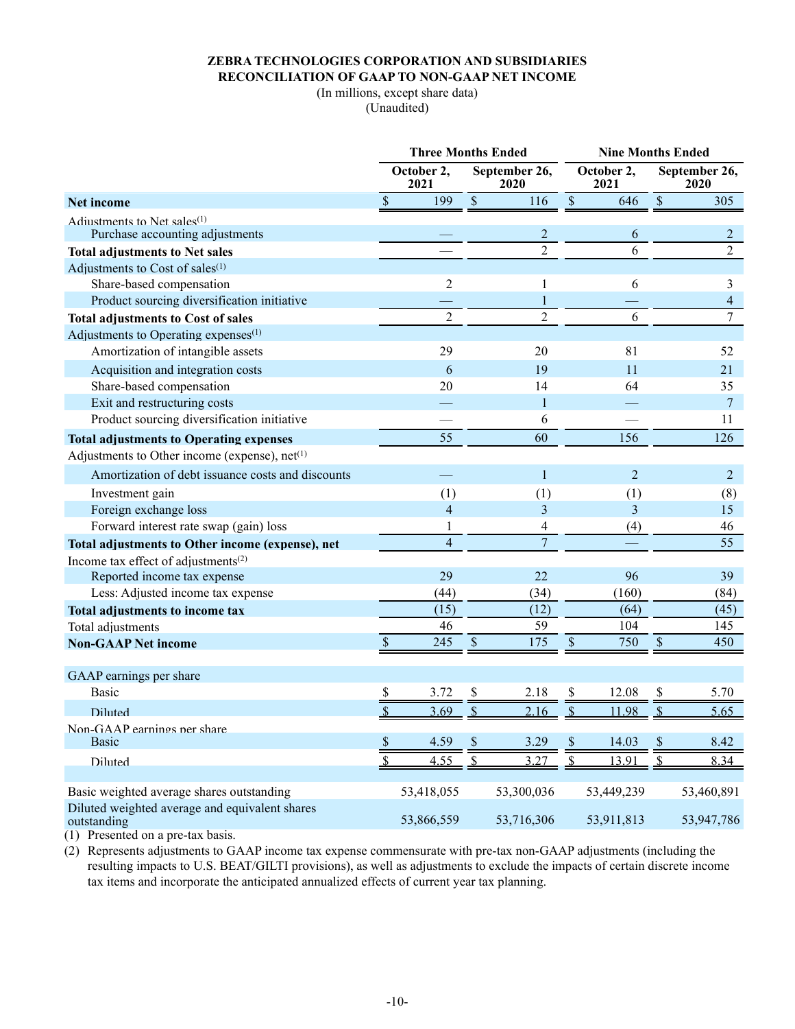**ZEBRA TECHNOLOGIES CORPORATION AND SUBSIDIARIES**
**RECONCILIATION OF GAAP TO NON-GAAP NET INCOME**
(In millions, except share data)
(Unaudited)

| | Three Months Ended | | Nine Months Ended | |
|---|---|---|---|---|
| | October 2, 2021 | September 26, 2020 | October 2, 2021 | September 26, 2020 |
| **Net income** | $ 199 | $ 116 | $ 646 | $ 305 |
| Adjustments to Net sales(1) | | | | |
| Purchase accounting adjustments | — | 2 | 6 | 2 |
| **Total adjustments to Net sales** | — | 2 | 6 | 2 |
| Adjustments to Cost of sales(1) | | | | |
| Share-based compensation | 2 | 1 | 6 | 3 |
| Product sourcing diversification initiative | — | 1 | — | 4 |
| **Total adjustments to Cost of sales** | 2 | 2 | 6 | 7 |
| Adjustments to Operating expenses(1) | | | | |
| Amortization of intangible assets | 29 | 20 | 81 | 52 |
| Acquisition and integration costs | 6 | 19 | 11 | 21 |
| Share-based compensation | 20 | 14 | 64 | 35 |
| Exit and restructuring costs | — | 1 | — | 7 |
| Product sourcing diversification initiative | — | 6 | — | 11 |
| **Total adjustments to Operating expenses** | 55 | 60 | 156 | 126 |
| Adjustments to Other income (expense), net(1) | | | | |
| Amortization of debt issuance costs and discounts | — | 1 | 2 | 2 |
| Investment gain | (1) | (1) | (1) | (8) |
| Foreign exchange loss | 4 | 3 | 3 | 15 |
| Forward interest rate swap (gain) loss | 1 | 4 | (4) | 46 |
| **Total adjustments to Other income (expense), net** | 4 | 7 | — | 55 |
| Income tax effect of adjustments(2) | | | | |
| Reported income tax expense | 29 | 22 | 96 | 39 |
| Less: Adjusted income tax expense | (44) | (34) | (160) | (84) |
| **Total adjustments to income tax** | (15) | (12) | (64) | (45) |
| Total adjustments | 46 | 59 | 104 | 145 |
| **Non-GAAP Net income** | $ 245 | $ 175 | $ 750 | $ 450 |
| | | | | |
| GAAP earnings per share | | | | |
| Basic | $ 3.72 | $ 2.18 | $ 12.08 | $ 5.70 |
| Diluted | $ 3.69 | $ 2.16 | $ 11.98 | $ 5.65 |
| Non-GAAP earnings per share | | | | |
| Basic | $ 4.59 | $ 3.29 | $ 14.03 | $ 8.42 |
| Diluted | $ 4.55 | $ 3.27 | $ 13.91 | $ 8.34 |
| | | | | |
| Basic weighted average shares outstanding | 53,418,055 | 53,300,036 | 53,449,239 | 53,460,891 |
| Diluted weighted average and equivalent shares outstanding | 53,866,559 | 53,716,306 | 53,911,813 | 53,947,786 |

(1) Presented on a pre-tax basis.

(2) Represents adjustments to GAAP income tax expense commensurate with pre-tax non-GAAP adjustments (including the resulting impacts to U.S. BEAT/GILTI provisions), as well as adjustments to exclude the impacts of certain discrete income tax items and incorporate the anticipated annualized effects of current year tax planning.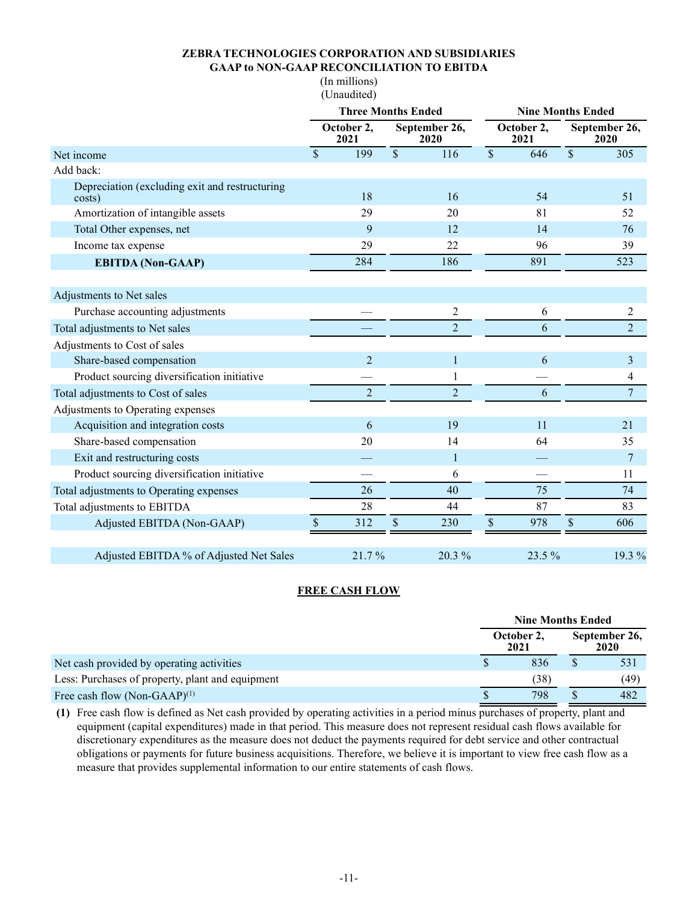# ZEBRA TECHNOLOGIES CORPORATION AND SUBSIDIARIES
## GAAP to NON-GAAP RECONCILIATION TO EBITDA

(In millions)
(Unaudited)

| | Three Months Ended | | Nine Months Ended | |
|---|---|---|---|---|
| | October 2, 2021 | September 26, 2020 | October 2, 2021 | September 26, 2020 |
| Net income | $ 199 | $ 116 | $ 646 | $ 305 |
| Add back: | | | | |
| Depreciation (excluding exit and restructuring costs) | 18 | 16 | 54 | 51 |
| Amortization of intangible assets | 29 | 20 | 81 | 52 |
| Total Other expenses, net | 9 | 12 | 14 | 76 |
| Income tax expense | 29 | 22 | 96 | 39 |
| **EBITDA (Non-GAAP)** | 284 | 186 | 891 | 523 |
| | | | | |
| Adjustments to Net sales | | | | |
| Purchase accounting adjustments | — | 2 | 6 | 2 |
| Total adjustments to Net sales | — | 2 | 6 | 2 |
| Adjustments to Cost of sales | | | | |
| Share-based compensation | 2 | 1 | 6 | 3 |
| Product sourcing diversification initiative | — | 1 | — | 4 |
| Total adjustments to Cost of sales | 2 | 2 | 6 | 7 |
| Adjustments to Operating expenses | | | | |
| Acquisition and integration costs | 6 | 19 | 11 | 21 |
| Share-based compensation | 20 | 14 | 64 | 35 |
| Exit and restructuring costs | — | 1 | — | 7 |
| Product sourcing diversification initiative | — | 6 | — | 11 |
| Total adjustments to Operating expenses | 26 | 40 | 75 | 74 |
| Total adjustments to EBITDA | 28 | 44 | 87 | 83 |
| Adjusted EBITDA (Non-GAAP) | $ 312 | $ 230 | $ 978 | $ 606 |
| | | | | |
| Adjusted EBITDA % of Adjusted Net Sales | 21.7 % | 20.3 % | 23.5 % | 19.3 % |

## FREE CASH FLOW

| | Nine Months Ended | |
|---|---|---|
| | October 2, 2021 | September 26, 2020 |
| Net cash provided by operating activities | $ 836 | $ 531 |
| Less: Purchases of property, plant and equipment | (38) | (49) |
| Free cash flow (Non-GAAP)[1] | $ 798 | $ 482 |

**(1)** Free cash flow is defined as Net cash provided by operating activities in a period minus purchases of property, plant and equipment (capital expenditures) made in that period. This measure does not represent residual cash flows available for discretionary expenditures as the measure does not deduct the payments required for debt service and other contractual obligations or payments for future business acquisitions. Therefore, we believe it is important to view free cash flow as a measure that provides supplemental information to our entire statements of cash flows.